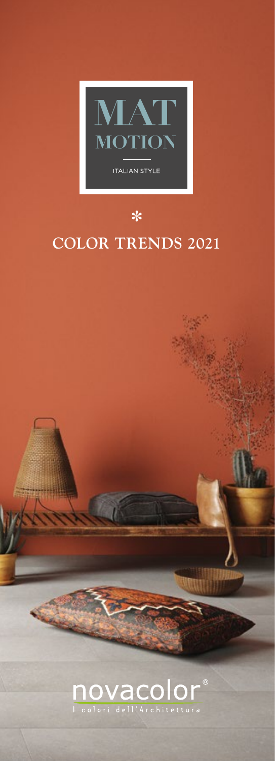# MAT MOTION

ITALIAN STYLE

*

## COLOR TRENDS 2021

novacolor®

I colori dell'Architettura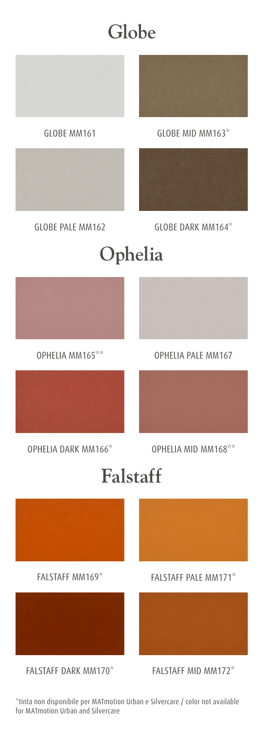# Globe

GLOBE MM161

GLOBE MID MM163*

GLOBE PALE MM162

GLOBE DARK MM164*

# Ophelia

OPHELIA MM165**

OPHELIA PALE MM167

OPHELIA DARK MM166*

OPHELIA MID MM168**

# Falstaff

FALSTAFF MM169*

FALSTAFF PALE MM171*

FALSTAFF DARK MM170*

FALSTAFF MID MM172*

*tinta non disponibile per MATmotion Urban e Silvercare / color not available for MATmotion Urban and Silvercare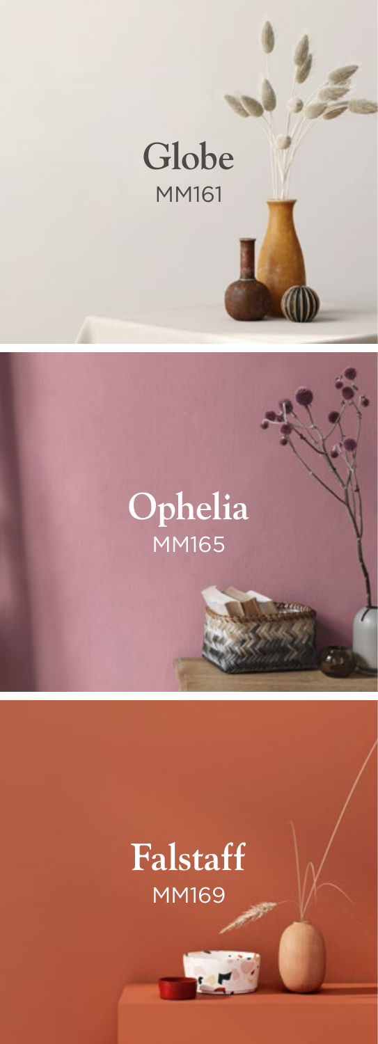**Globe**
MM161

**Ophelia**
MM165

**Falstaff**
MM169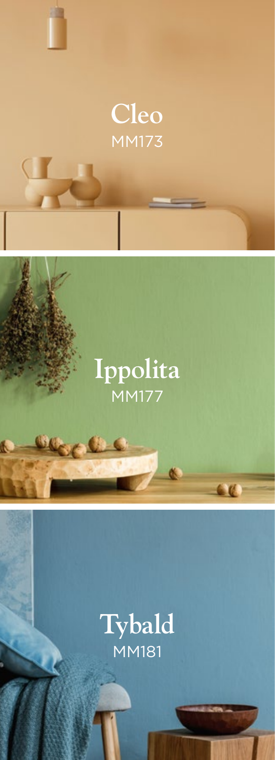**Cleo**
MM173

**Ippolita**
MM177

**Tybald**
MM181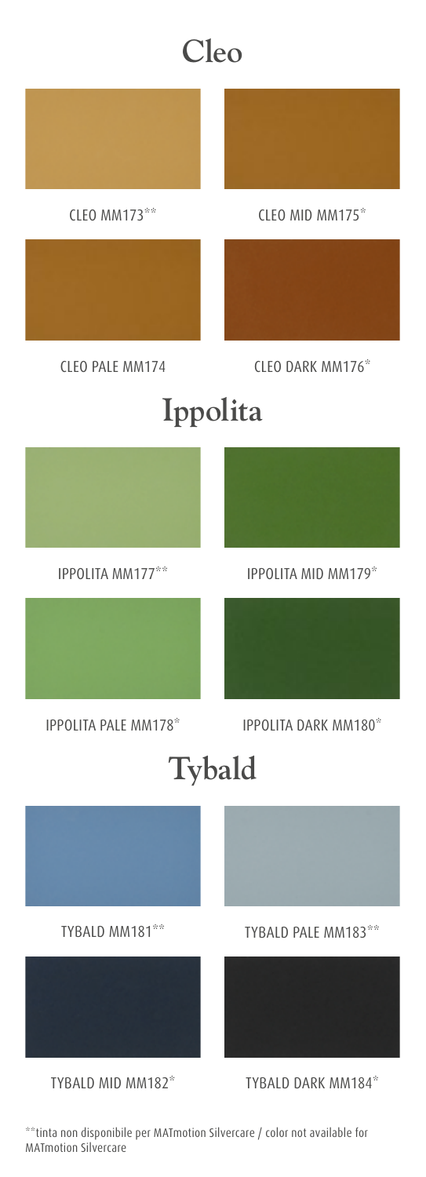# Cleo

CLEO MM173**

CLEO MID MM175*

CLEO PALE MM174

CLEO DARK MM176*

# Ippolita

IPPOLITA MM177**

IPPOLITA MID MM179*

IPPOLITA PALE MM178*

IPPOLITA DARK MM180*

# Tybald

TYBALD MM181**

TYBALD PALE MM183**

TYBALD MID MM182*

TYBALD DARK MM184*

**tinta non disponibile per MATmotion Silvercare / color not available for MATmotion Silvercare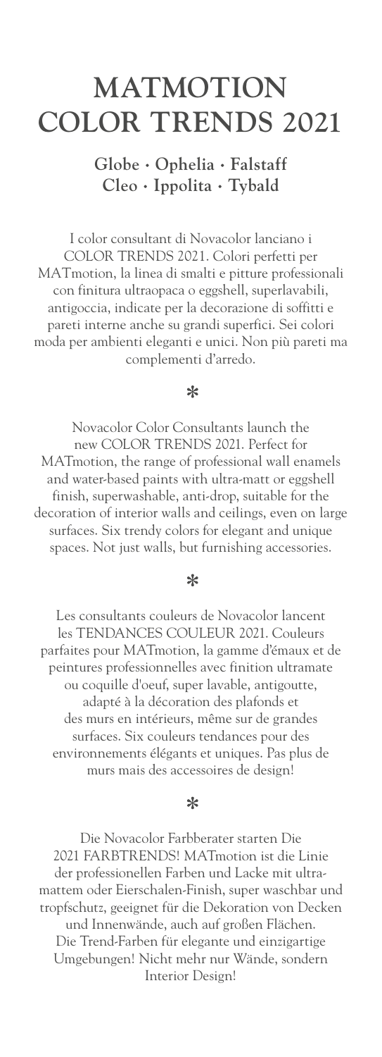# MATMOTION COLOR TRENDS 2021

**Globe • Ophelia • Falstaff**
**Cleo • Ippolita • Tybald**

I color consultant di Novacolor lanciano i COLOR TRENDS 2021. Colori perfetti per MATmotion, la linea di smalti e pitture professionali con finitura ultraopaca o eggshell, superlavabili, antigoccia, indicate per la decorazione di soffitti e pareti interne anche su grandi superfici. Sei colori moda per ambienti eleganti e unici. Non più pareti ma complementi d'arredo.

*

Novacolor Color Consultants launch the new COLOR TRENDS 2021. Perfect for MATmotion, the range of professional wall enamels and water-based paints with ultra-matt or eggshell finish, superwashable, anti-drop, suitable for the decoration of interior walls and ceilings, even on large surfaces. Six trendy colors for elegant and unique spaces. Not just walls, but furnishing accessories.

*

Les consultants couleurs de Novacolor lancent les TENDANCES COULEUR 2021. Couleurs parfaites pour MATmotion, la gamme d'émaux et de peintures professionnelles avec finition ultramate ou coquille d'oeuf, super lavable, antigoutte, adapté à la décoration des plafonds et des murs en intérieurs, même sur de grandes surfaces. Six couleurs tendances pour des environnements élégants et uniques. Pas plus de murs mais des accessoires de design!

*

Die Novacolor Farbberater starten Die 2021 FARBTRENDS! MATmotion ist die Linie der professionellen Farben und Lacke mit ultra-mattem oder Eierschalen-Finish, super waschbar und tropfschutz, geeignet für die Dekoration von Decken und Innenwände, auch auf großen Flächen. Die Trend-Farben für elegante und einzigartige Umgebungen! Nicht mehr nur Wände, sondern Interior Design!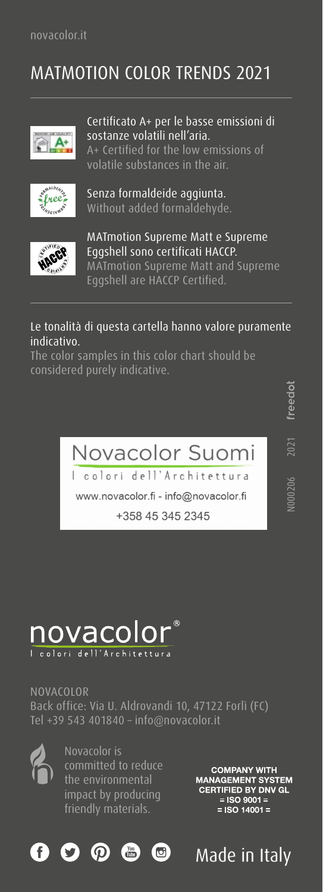novacolor.it

# MATMOTION COLOR TRENDS 2021

Certificato A+ per le basse emissioni di sostanze volatili nell'aria.
A+ Certified for the low emissions of volatile substances in the air.

Senza formaldeide aggiunta.
Without added formaldehyde.

MATmotion Supreme Matt e Supreme Eggshell sono certificati HACCP.
MATmotion Supreme Matt and Supreme Eggshell are HACCP Certified.

Le tonalità di questa cartella hanno valore puramente indicativo.
The color samples in this color chart should be considered purely indicative.

Novacolor Suomi
I colori dell'Architettura
www.novacolor.fi - info@novacolor.fi
+358 45 345 2345

N000206 2021 freedot

novacolor®
I colori dell'Architettura

NOVACOLOR
Back office: Via U. Aldrovandi 10, 47122 Forlì (FC)
Tel +39 543 401840 – info@novacolor.it

Novacolor is committed to reduce the environmental impact by producing friendly materials.

COMPANY WITH MANAGEMENT SYSTEM CERTIFIED BY DNV GL
= ISO 9001 =
= ISO 14001 =

Made in Italy